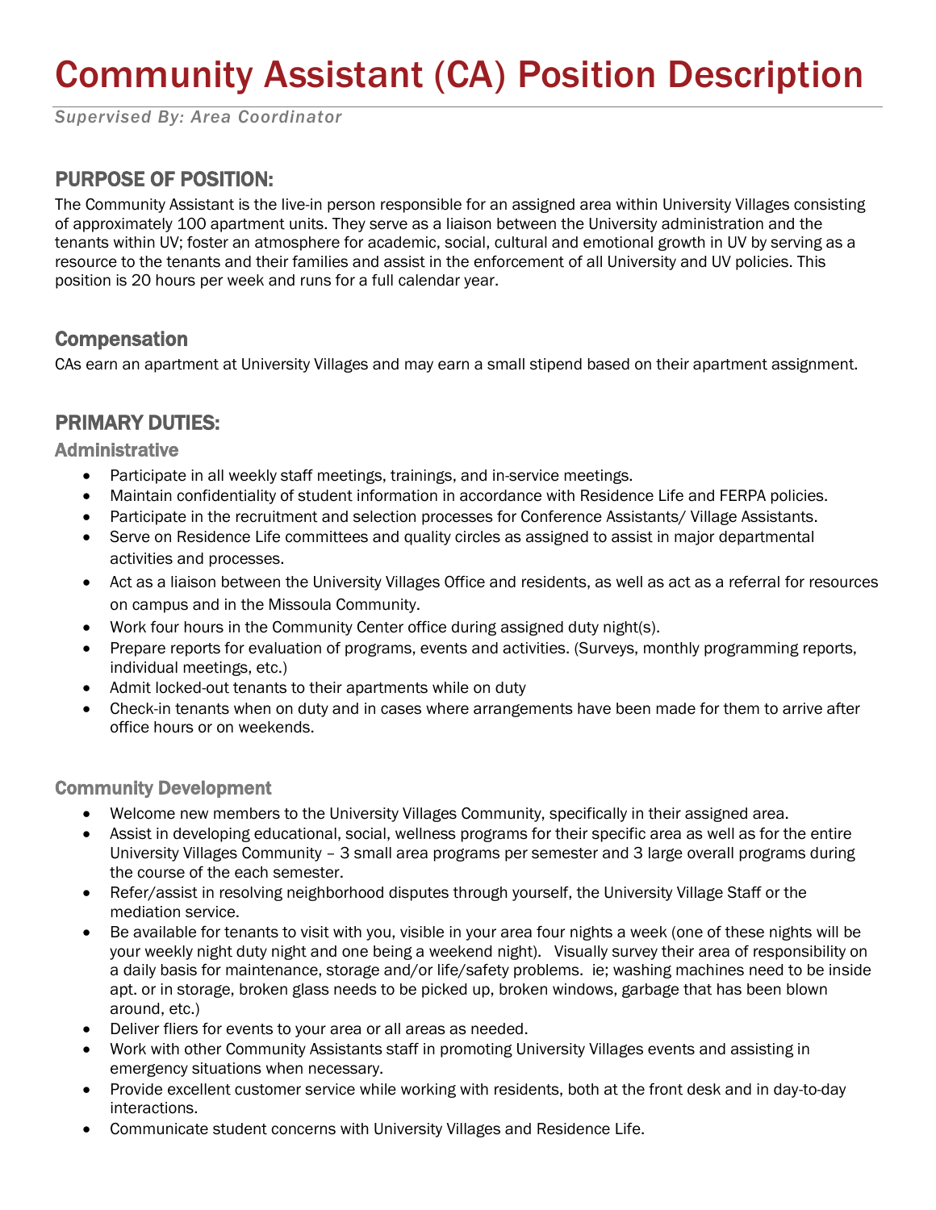# Community Assistant (CA) Position Description

*Supervised By: Area Coordinator*

## PURPOSE OF POSITION:

The Community Assistant is the live-in person responsible for an assigned area within University Villages consisting of approximately 100 apartment units. They serve as a liaison between the University administration and the tenants within UV; foster an atmosphere for academic, social, cultural and emotional growth in UV by serving as a resource to the tenants and their families and assist in the enforcement of all University and UV policies. This position is 20 hours per week and runs for a full calendar year.

## Compensation

CAs earn an apartment at University Villages and may earn a small stipend based on their apartment assignment.

## PRIMARY DUTIES:

### Administrative

- Participate in all weekly staff meetings, trainings, and in-service meetings.
- Maintain confidentiality of student information in accordance with Residence Life and FERPA policies.
- Participate in the recruitment and selection processes for Conference Assistants/ Village Assistants.
- Serve on Residence Life committees and quality circles as assigned to assist in major departmental activities and processes.
- Act as a liaison between the University Villages Office and residents, as well as act as a referral for resources on campus and in the Missoula Community.
- Work four hours in the Community Center office during assigned duty night(s).
- Prepare reports for evaluation of programs, events and activities. (Surveys, monthly programming reports, individual meetings, etc.)
- Admit locked-out tenants to their apartments while on duty
- Check-in tenants when on duty and in cases where arrangements have been made for them to arrive after office hours or on weekends.

### Community Development

- Welcome new members to the University Villages Community, specifically in their assigned area.
- Assist in developing educational, social, wellness programs for their specific area as well as for the entire University Villages Community – 3 small area programs per semester and 3 large overall programs during the course of the each semester.
- Refer/assist in resolving neighborhood disputes through yourself, the University Village Staff or the mediation service.
- Be available for tenants to visit with you, visible in your area four nights a week (one of these nights will be your weekly night duty night and one being a weekend night). Visually survey their area of responsibility on a daily basis for maintenance, storage and/or life/safety problems. ie; washing machines need to be inside apt. or in storage, broken glass needs to be picked up, broken windows, garbage that has been blown around, etc.)
- Deliver fliers for events to your area or all areas as needed.
- Work with other Community Assistants staff in promoting University Villages events and assisting in emergency situations when necessary.
- Provide excellent customer service while working with residents, both at the front desk and in day-to-day interactions.
- Communicate student concerns with University Villages and Residence Life.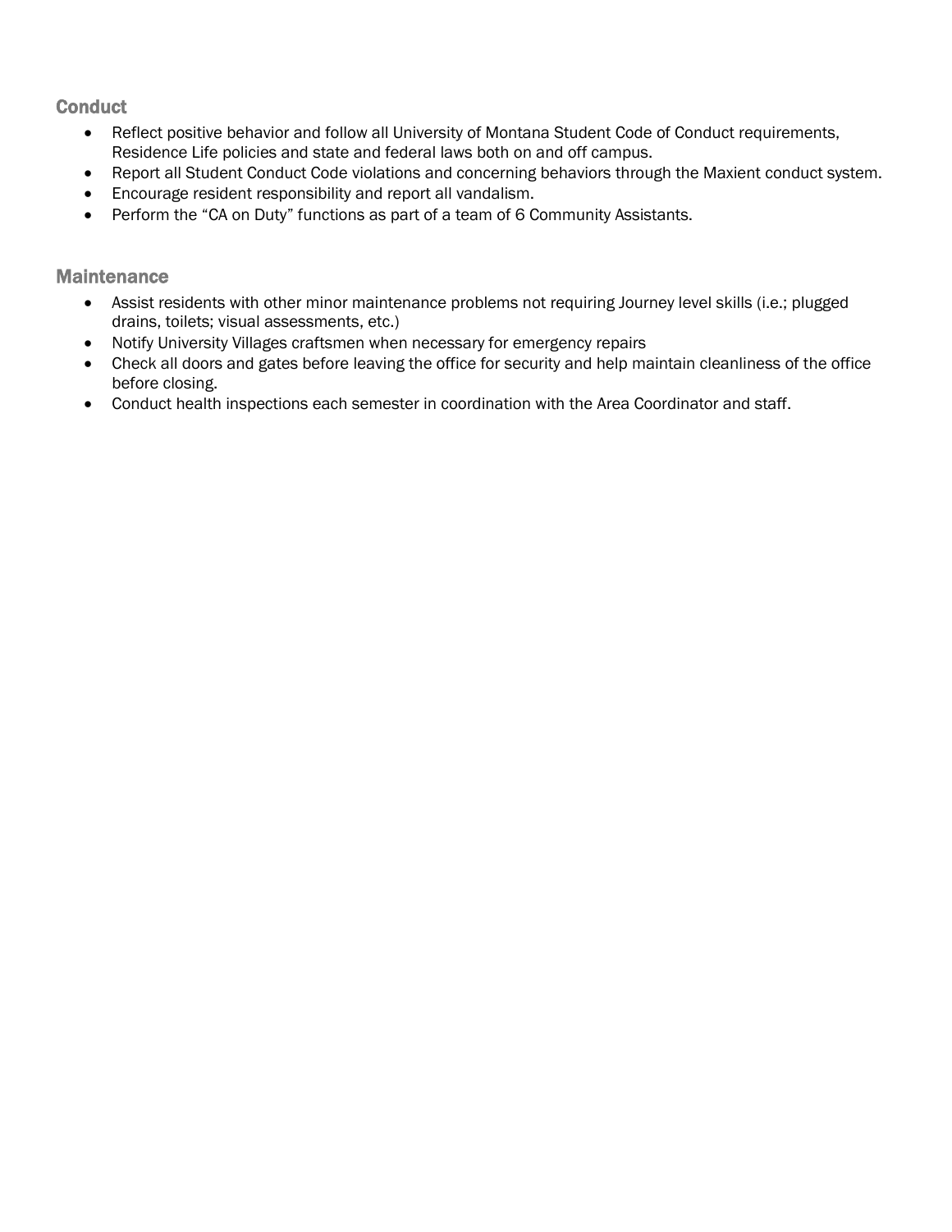## Conduct

- Reflect positive behavior and follow all University of Montana Student Code of Conduct requirements, Residence Life policies and state and federal laws both on and off campus.
- Report all Student Conduct Code violations and concerning behaviors through the Maxient conduct system.
- Encourage resident responsibility and report all vandalism.
- Perform the "CA on Duty" functions as part of a team of 6 Community Assistants.

## Maintenance

- Assist residents with other minor maintenance problems not requiring Journey level skills (i.e.; plugged drains, toilets; visual assessments, etc.)
- Notify University Villages craftsmen when necessary for emergency repairs
- Check all doors and gates before leaving the office for security and help maintain cleanliness of the office before closing.
- Conduct health inspections each semester in coordination with the Area Coordinator and staff.